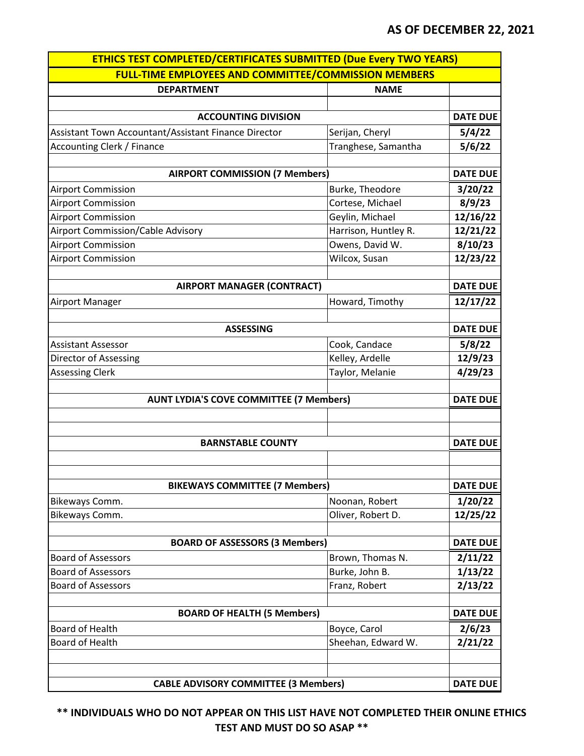**AS OF DECEMBER 22, 2021**

| ETHICS TEST COMPLETED/CERTIFICATES SUBMITTED (Due Every TWO YEARS) | | |
|---|---|---|
| FULL-TIME EMPLOYEES AND COMMITTEE/COMMISSION MEMBERS | | |
| DEPARTMENT | NAME | |
| | | |
| **ACCOUNTING DIVISION** | | **DATE DUE** |
| Assistant Town Accountant/Assistant Finance Director | Serijan, Cheryl | 5/4/22 |
| Accounting Clerk / Finance | Tranghese, Samantha | 5/6/22 |
| | | |
| **AIRPORT COMMISSION (7 Members)** | | **DATE DUE** |
| Airport Commission | Burke, Theodore | 3/20/22 |
| Airport Commission | Cortese, Michael | 8/9/23 |
| Airport Commission | Geylin, Michael | 12/16/22 |
| Airport Commission/Cable Advisory | Harrison, Huntley R. | 12/21/22 |
| Airport Commission | Owens, David W. | 8/10/23 |
| Airport Commission | Wilcox, Susan | 12/23/22 |
| | | |
| **AIRPORT MANAGER (CONTRACT)** | | **DATE DUE** |
| Airport Manager | Howard, Timothy | 12/17/22 |
| | | |
| **ASSESSING** | | **DATE DUE** |
| Assistant Assessor | Cook, Candace | 5/8/22 |
| Director of Assessing | Kelley, Ardelle | 12/9/23 |
| Assessing Clerk | Taylor, Melanie | 4/29/23 |
| | | |
| **AUNT LYDIA'S COVE COMMITTEE (7 Members)** | | **DATE DUE** |
| | | |
| | | |
| **BARNSTABLE COUNTY** | | **DATE DUE** |
| | | |
| | | |
| **BIKEWAYS COMMITTEE (7 Members)** | | **DATE DUE** |
| Bikeways Comm. | Noonan, Robert | 1/20/22 |
| Bikeways Comm. | Oliver, Robert D. | 12/25/22 |
| | | |
| **BOARD OF ASSESSORS (3 Members)** | | **DATE DUE** |
| Board of Assessors | Brown, Thomas N. | 2/11/22 |
| Board of Assessors | Burke, John B. | 1/13/22 |
| Board of Assessors | Franz, Robert | 2/13/22 |
| | | |
| **BOARD OF HEALTH (5 Members)** | | **DATE DUE** |
| Board of Health | Boyce, Carol | 2/6/23 |
| Board of Health | Sheehan, Edward W. | 2/21/22 |
| | | |
| | | |
| **CABLE ADVISORY COMMITTEE (3 Members)** | | **DATE DUE** |

**\*\* INDIVIDUALS WHO DO NOT APPEAR ON THIS LIST HAVE NOT COMPLETED THEIR ONLINE ETHICS TEST AND MUST DO SO ASAP \*\***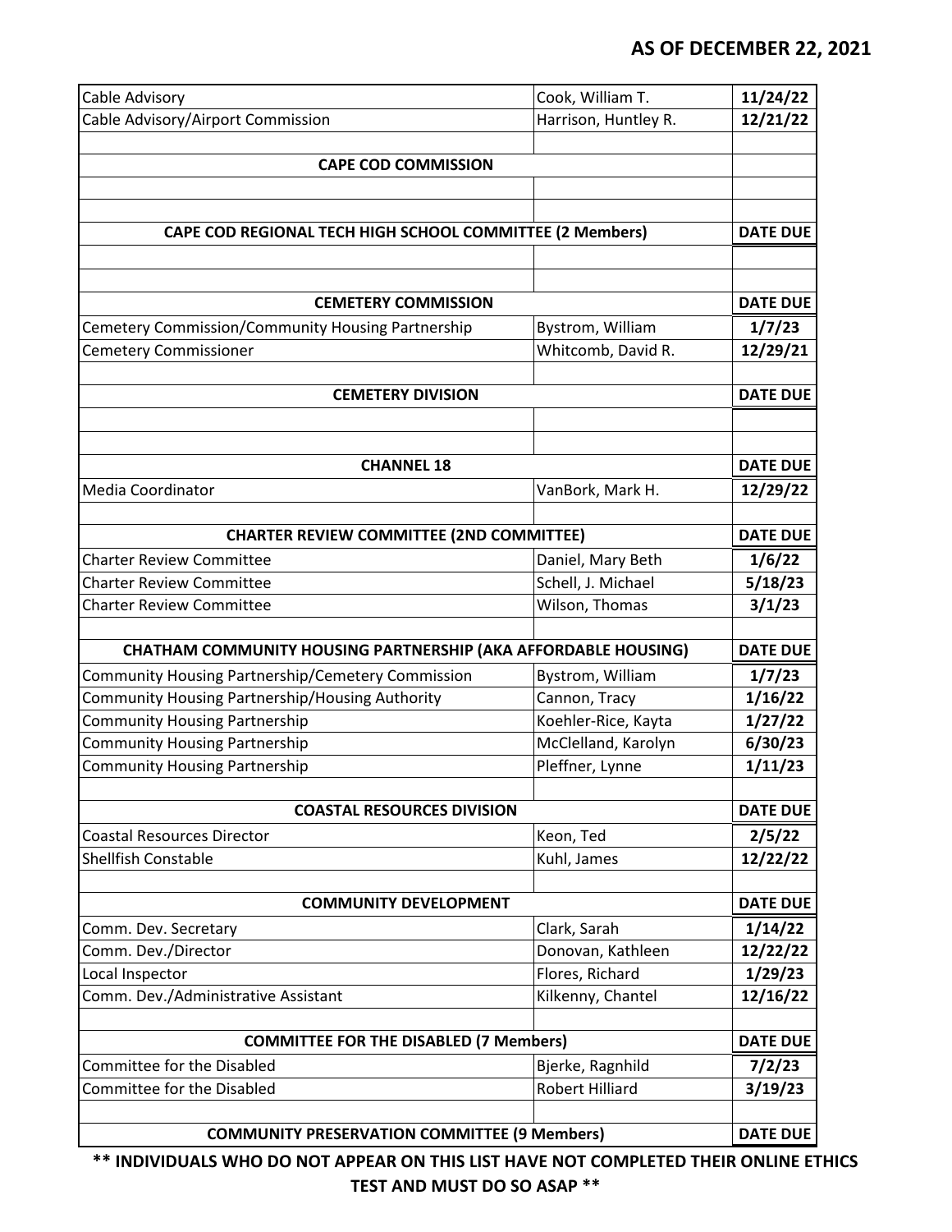**AS OF DECEMBER 22, 2021**

| | | |
|---|---|---|
| Cable Advisory | Cook, William T. | **11/24/22** |
| Cable Advisory/Airport Commission | Harrison, Huntley R. | **12/21/22** |
| | | |
| **CAPE COD COMMISSION** | | |
| | | |
| | | |
| **CAPE COD REGIONAL TECH HIGH SCHOOL COMMITTEE (2 Members)** | | **DATE DUE** |
| | | |
| | | |
| **CEMETERY COMMISSION** | | **DATE DUE** |
| Cemetery Commission/Community Housing Partnership | Bystrom, William | **1/7/23** |
| Cemetery Commissioner | Whitcomb, David R. | **12/29/21** |
| | | |
| **CEMETERY DIVISION** | | **DATE DUE** |
| | | |
| | | |
| **CHANNEL 18** | | **DATE DUE** |
| Media Coordinator | VanBork, Mark H. | **12/29/22** |
| | | |
| **CHARTER REVIEW COMMITTEE (2ND COMMITTEE)** | | **DATE DUE** |
| Charter Review Committee | Daniel, Mary Beth | **1/6/22** |
| Charter Review Committee | Schell, J. Michael | **5/18/23** |
| Charter Review Committee | Wilson, Thomas | **3/1/23** |
| | | |
| **CHATHAM COMMUNITY HOUSING PARTNERSHIP (AKA AFFORDABLE HOUSING)** | | **DATE DUE** |
| Community Housing Partnership/Cemetery Commission | Bystrom, William | **1/7/23** |
| Community Housing Partnership/Housing Authority | Cannon, Tracy | **1/16/22** |
| Community Housing Partnership | Koehler-Rice, Kayta | **1/27/22** |
| Community Housing Partnership | McClelland, Karolyn | **6/30/23** |
| Community Housing Partnership | Pleffner, Lynne | **1/11/23** |
| | | |
| **COASTAL RESOURCES DIVISION** | | **DATE DUE** |
| Coastal Resources Director | Keon, Ted | **2/5/22** |
| Shellfish Constable | Kuhl, James | **12/22/22** |
| | | |
| **COMMUNITY DEVELOPMENT** | | **DATE DUE** |
| Comm. Dev. Secretary | Clark, Sarah | **1/14/22** |
| Comm. Dev./Director | Donovan, Kathleen | **12/22/22** |
| Local Inspector | Flores, Richard | **1/29/23** |
| Comm. Dev./Administrative Assistant | Kilkenny, Chantel | **12/16/22** |
| | | |
| **COMMITTEE FOR THE DISABLED (7 Members)** | | **DATE DUE** |
| Committee for the Disabled | Bjerke, Ragnhild | **7/2/23** |
| Committee for the Disabled | Robert Hilliard | **3/19/23** |
| | | |
| **COMMUNITY PRESERVATION COMMITTEE (9 Members)** | | **DATE DUE** |

**\*\* INDIVIDUALS WHO DO NOT APPEAR ON THIS LIST HAVE NOT COMPLETED THEIR ONLINE ETHICS TEST AND MUST DO SO ASAP \*\***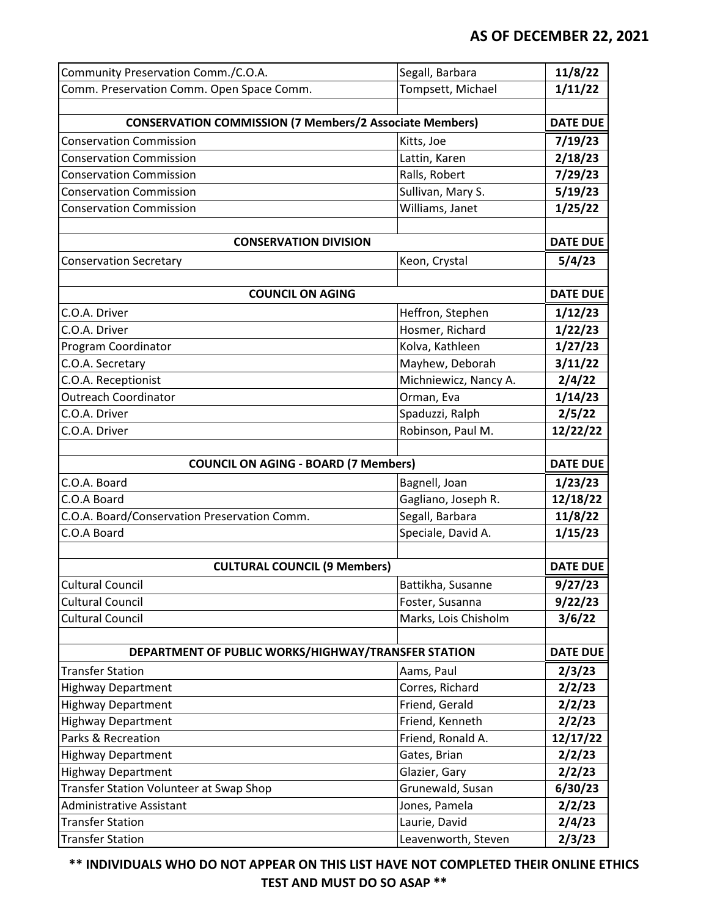**AS OF DECEMBER 22, 2021**

| | | |
|---|---|---|
| Community Preservation Comm./C.O.A. | Segall, Barbara | **11/8/22** |
| Comm. Preservation Comm. Open Space Comm. | Tompsett, Michael | **1/11/22** |
| | | |
| **CONSERVATION COMMISSION (7 Members/2 Associate Members)** | | **DATE DUE** |
| Conservation Commission | Kitts, Joe | **7/19/23** |
| Conservation Commission | Lattin, Karen | **2/18/23** |
| Conservation Commission | Ralls, Robert | **7/29/23** |
| Conservation Commission | Sullivan, Mary S. | **5/19/23** |
| Conservation Commission | Williams, Janet | **1/25/22** |
| | | |
| **CONSERVATION DIVISION** | | **DATE DUE** |
| Conservation Secretary | Keon, Crystal | **5/4/23** |
| | | |
| **COUNCIL ON AGING** | | **DATE DUE** |
| C.O.A. Driver | Heffron, Stephen | **1/12/23** |
| C.O.A. Driver | Hosmer, Richard | **1/22/23** |
| Program Coordinator | Kolva, Kathleen | **1/27/23** |
| C.O.A. Secretary | Mayhew, Deborah | **3/11/22** |
| C.O.A. Receptionist | Michniewicz, Nancy A. | **2/4/22** |
| Outreach Coordinator | Orman, Eva | **1/14/23** |
| C.O.A. Driver | Spaduzzi, Ralph | **2/5/22** |
| C.O.A. Driver | Robinson, Paul M. | **12/22/22** |
| | | |
| **COUNCIL ON AGING - BOARD (7 Members)** | | **DATE DUE** |
| C.O.A. Board | Bagnell, Joan | **1/23/23** |
| C.O.A Board | Gagliano, Joseph R. | **12/18/22** |
| C.O.A. Board/Conservation Preservation Comm. | Segall, Barbara | **11/8/22** |
| C.O.A Board | Speciale, David A. | **1/15/23** |
| | | |
| **CULTURAL COUNCIL (9 Members)** | | **DATE DUE** |
| Cultural Council | Battikha, Susanne | **9/27/23** |
| Cultural Council | Foster, Susanna | **9/22/23** |
| Cultural Council | Marks, Lois Chisholm | **3/6/22** |
| | | |
| **DEPARTMENT OF PUBLIC WORKS/HIGHWAY/TRANSFER STATION** | | **DATE DUE** |
| Transfer Station | Aams, Paul | **2/3/23** |
| Highway Department | Corres, Richard | **2/2/23** |
| Highway Department | Friend, Gerald | **2/2/23** |
| Highway Department | Friend, Kenneth | **2/2/23** |
| Parks & Recreation | Friend, Ronald A. | **12/17/22** |
| Highway Department | Gates, Brian | **2/2/23** |
| Highway Department | Glazier, Gary | **2/2/23** |
| Transfer Station Volunteer at Swap Shop | Grunewald, Susan | **6/30/23** |
| Administrative Assistant | Jones, Pamela | **2/2/23** |
| Transfer Station | Laurie, David | **2/4/23** |
| Transfer Station | Leavenworth, Steven | **2/3/23** |

**\*\* INDIVIDUALS WHO DO NOT APPEAR ON THIS LIST HAVE NOT COMPLETED THEIR ONLINE ETHICS TEST AND MUST DO SO ASAP \*\***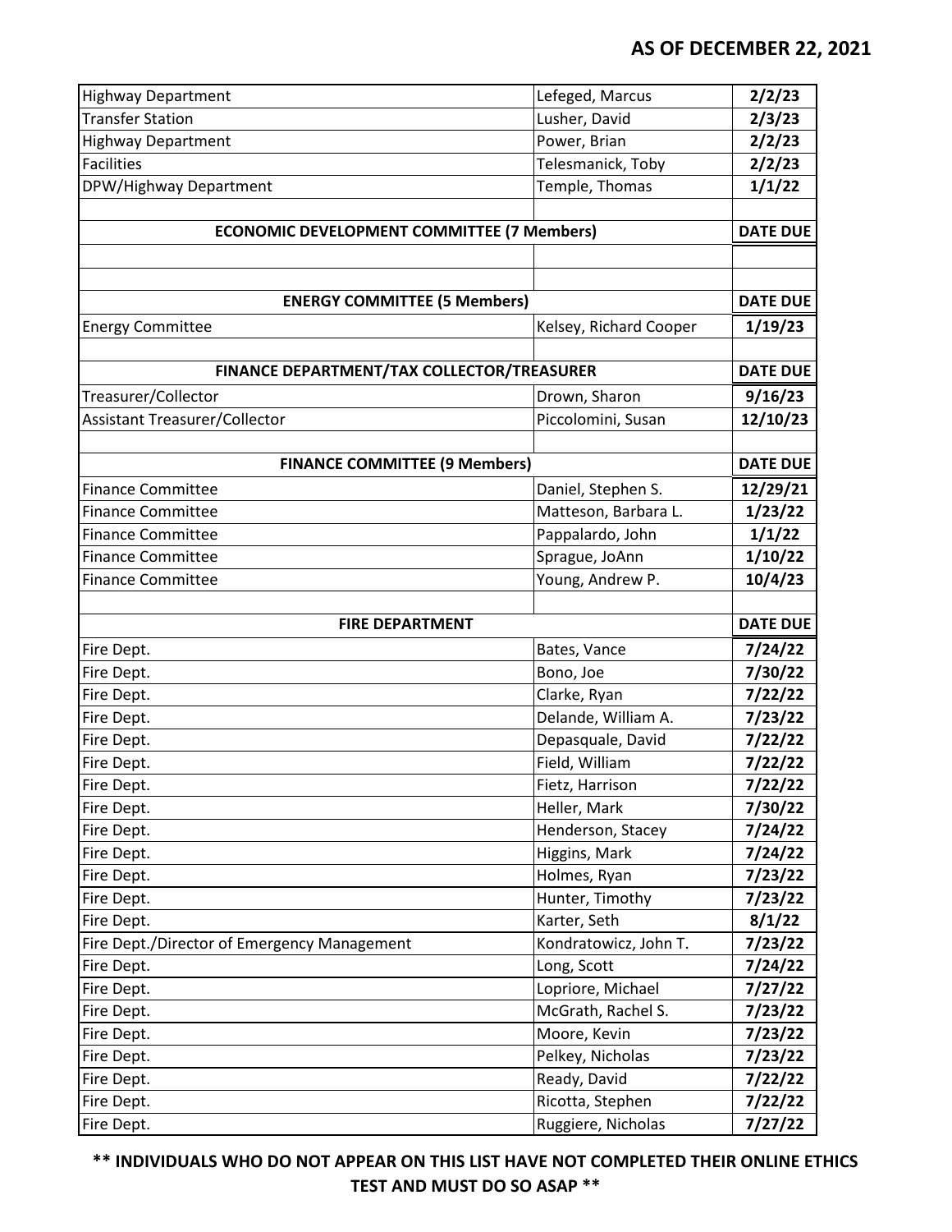**AS OF DECEMBER 22, 2021**

| | | |
|---|---|---|
| Highway Department | Lefeged, Marcus | **2/2/23** |
| Transfer Station | Lusher, David | **2/3/23** |
| Highway Department | Power, Brian | **2/2/23** |
| Facilities | Telesmanick, Toby | **2/2/23** |
| DPW/Highway Department | Temple, Thomas | **1/1/22** |
| | | |
| **ECONOMIC DEVELOPMENT COMMITTEE (7 Members)** | | **DATE DUE** |
| | | |
| | | |
| **ENERGY COMMITTEE (5 Members)** | | **DATE DUE** |
| Energy Committee | Kelsey, Richard Cooper | **1/19/23** |
| | | |
| **FINANCE DEPARTMENT/TAX COLLECTOR/TREASURER** | | **DATE DUE** |
| Treasurer/Collector | Drown, Sharon | **9/16/23** |
| Assistant Treasurer/Collector | Piccolomini, Susan | **12/10/23** |
| | | |
| **FINANCE COMMITTEE (9 Members)** | | **DATE DUE** |
| Finance Committee | Daniel, Stephen S. | **12/29/21** |
| Finance Committee | Matteson, Barbara L. | **1/23/22** |
| Finance Committee | Pappalardo, John | **1/1/22** |
| Finance Committee | Sprague, JoAnn | **1/10/22** |
| Finance Committee | Young, Andrew P. | **10/4/23** |
| | | |
| **FIRE DEPARTMENT** | | **DATE DUE** |
| Fire Dept. | Bates, Vance | **7/24/22** |
| Fire Dept. | Bono, Joe | **7/30/22** |
| Fire Dept. | Clarke, Ryan | **7/22/22** |
| Fire Dept. | Delande, William A. | **7/23/22** |
| Fire Dept. | Depasquale, David | **7/22/22** |
| Fire Dept. | Field, William | **7/22/22** |
| Fire Dept. | Fietz, Harrison | **7/22/22** |
| Fire Dept. | Heller, Mark | **7/30/22** |
| Fire Dept. | Henderson, Stacey | **7/24/22** |
| Fire Dept. | Higgins, Mark | **7/24/22** |
| Fire Dept. | Holmes, Ryan | **7/23/22** |
| Fire Dept. | Hunter, Timothy | **7/23/22** |
| Fire Dept. | Karter, Seth | **8/1/22** |
| Fire Dept./Director of Emergency Management | Kondratowicz, John T. | **7/23/22** |
| Fire Dept. | Long, Scott | **7/24/22** |
| Fire Dept. | Lopriore, Michael | **7/27/22** |
| Fire Dept. | McGrath, Rachel S. | **7/23/22** |
| Fire Dept. | Moore, Kevin | **7/23/22** |
| Fire Dept. | Pelkey, Nicholas | **7/23/22** |
| Fire Dept. | Ready, David | **7/22/22** |
| Fire Dept. | Ricotta, Stephen | **7/22/22** |
| Fire Dept. | Ruggiere, Nicholas | **7/27/22** |

**\*\* INDIVIDUALS WHO DO NOT APPEAR ON THIS LIST HAVE NOT COMPLETED THEIR ONLINE ETHICS TEST AND MUST DO SO ASAP \*\***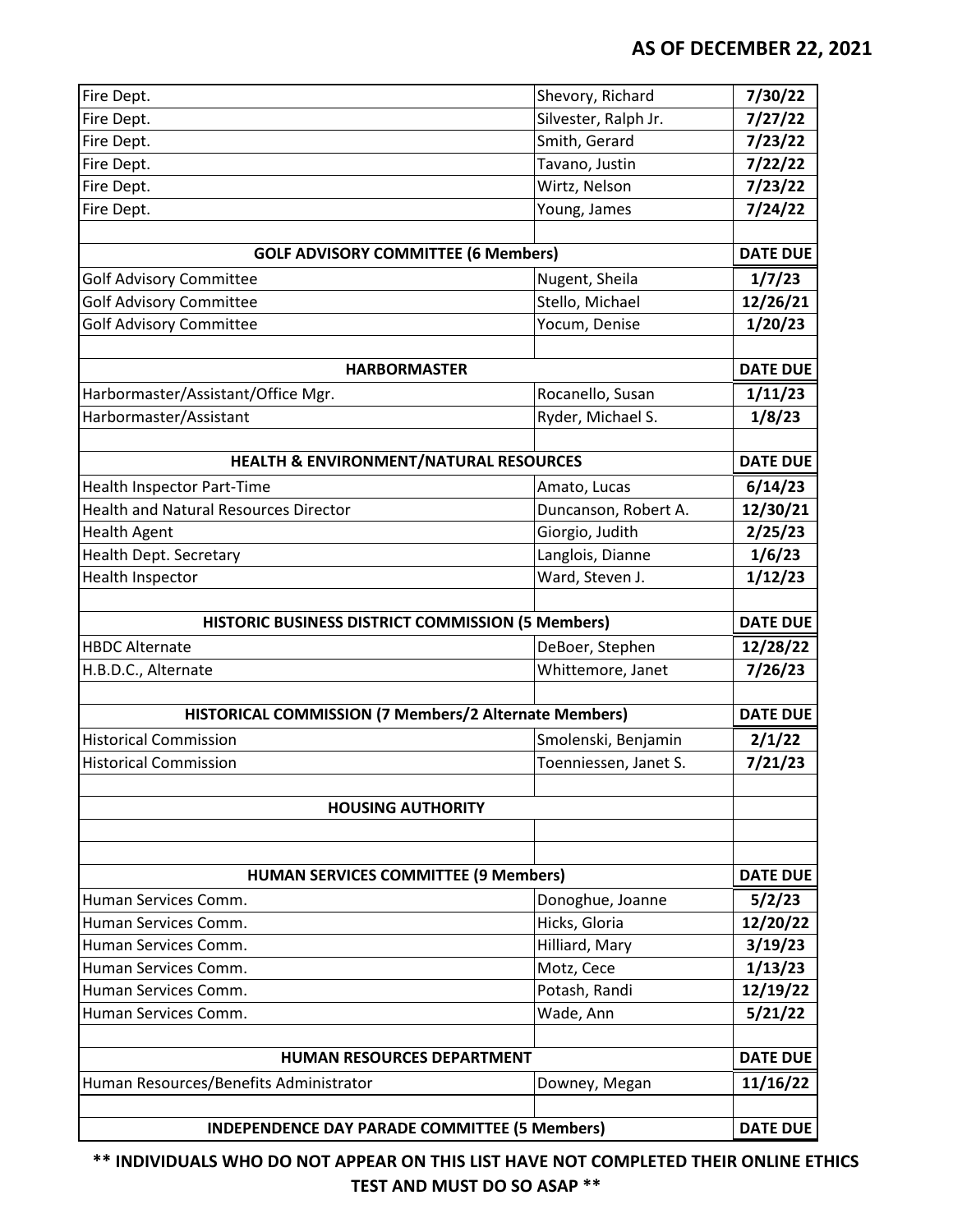**AS OF DECEMBER 22, 2021**

| | | |
|---|---|---|
| Fire Dept. | Shevory, Richard | **7/30/22** |
| Fire Dept. | Silvester, Ralph Jr. | **7/27/22** |
| Fire Dept. | Smith, Gerard | **7/23/22** |
| Fire Dept. | Tavano, Justin | **7/22/22** |
| Fire Dept. | Wirtz, Nelson | **7/23/22** |
| Fire Dept. | Young, James | **7/24/22** |
| | | |
| **GOLF ADVISORY COMMITTEE (6 Members)** | | **DATE DUE** |
| Golf Advisory Committee | Nugent, Sheila | **1/7/23** |
| Golf Advisory Committee | Stello, Michael | **12/26/21** |
| Golf Advisory Committee | Yocum, Denise | **1/20/23** |
| | | |
| **HARBORMASTER** | | **DATE DUE** |
| Harbormaster/Assistant/Office Mgr. | Rocanello, Susan | **1/11/23** |
| Harbormaster/Assistant | Ryder, Michael S. | **1/8/23** |
| | | |
| **HEALTH & ENVIRONMENT/NATURAL RESOURCES** | | **DATE DUE** |
| Health Inspector Part-Time | Amato, Lucas | **6/14/23** |
| Health and Natural Resources Director | Duncanson, Robert A. | **12/30/21** |
| Health Agent | Giorgio, Judith | **2/25/23** |
| Health Dept. Secretary | Langlois, Dianne | **1/6/23** |
| Health Inspector | Ward, Steven J. | **1/12/23** |
| | | |
| **HISTORIC BUSINESS DISTRICT COMMISSION (5 Members)** | | **DATE DUE** |
| HBDC Alternate | DeBoer, Stephen | **12/28/22** |
| H.B.D.C., Alternate | Whittemore, Janet | **7/26/23** |
| | | |
| **HISTORICAL COMMISSION (7 Members/2 Alternate Members)** | | **DATE DUE** |
| Historical Commission | Smolenski, Benjamin | **2/1/22** |
| Historical Commission | Toenniessen, Janet S. | **7/21/23** |
| | | |
| **HOUSING AUTHORITY** | | |
| | | |
| | | |
| **HUMAN SERVICES COMMITTEE (9 Members)** | | **DATE DUE** |
| Human Services Comm. | Donoghue, Joanne | **5/2/23** |
| Human Services Comm. | Hicks, Gloria | **12/20/22** |
| Human Services Comm. | Hilliard, Mary | **3/19/23** |
| Human Services Comm. | Motz, Cece | **1/13/23** |
| Human Services Comm. | Potash, Randi | **12/19/22** |
| Human Services Comm. | Wade, Ann | **5/21/22** |
| | | |
| **HUMAN RESOURCES DEPARTMENT** | | **DATE DUE** |
| Human Resources/Benefits Administrator | Downey, Megan | **11/16/22** |
| | | |
| **INDEPENDENCE DAY PARADE COMMITTEE (5 Members)** | | **DATE DUE** |

**\*\* INDIVIDUALS WHO DO NOT APPEAR ON THIS LIST HAVE NOT COMPLETED THEIR ONLINE ETHICS TEST AND MUST DO SO ASAP \*\***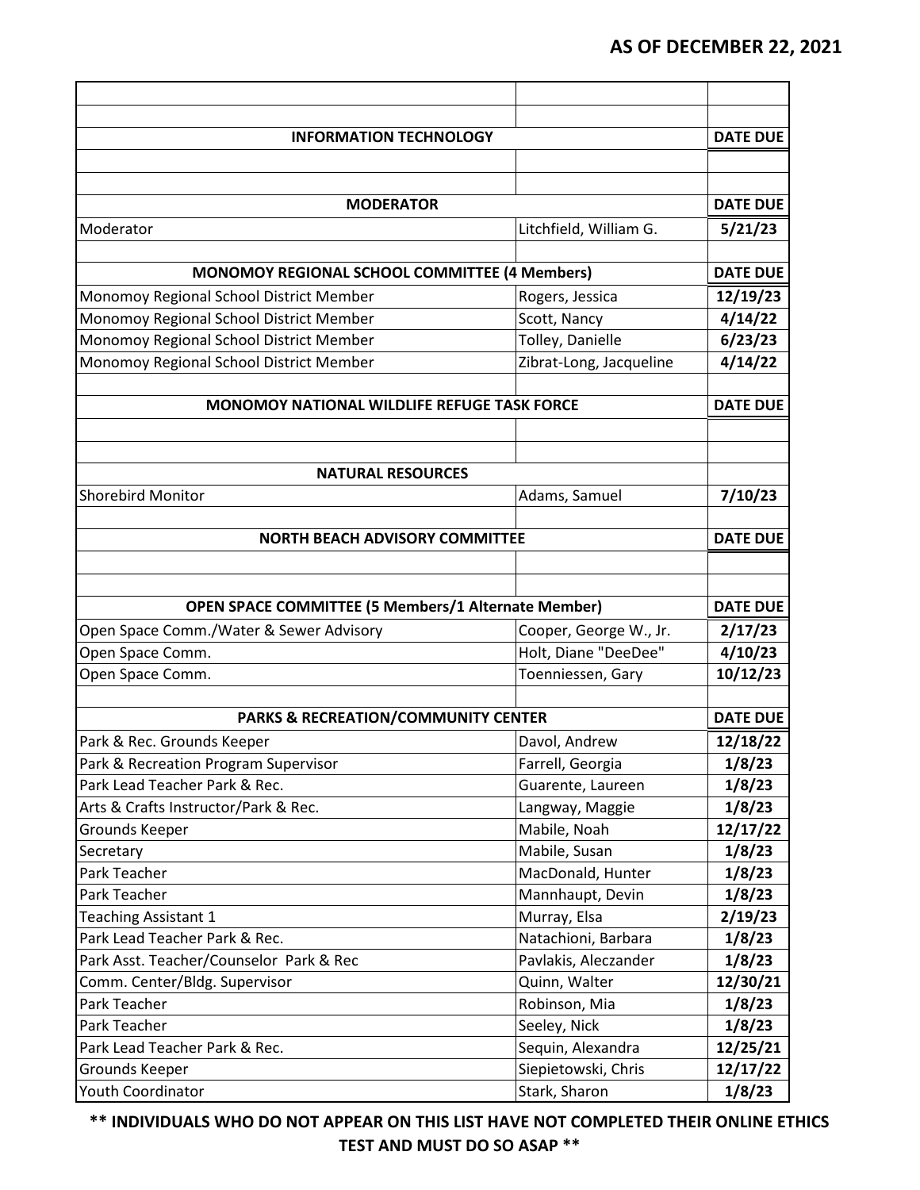**AS OF DECEMBER 22, 2021**

| | | |
|---|---|---|
| | | |
| | | |
| **INFORMATION TECHNOLOGY** | | **DATE DUE** |
| | | |
| | | |
| **MODERATOR** | | **DATE DUE** |
| Moderator | Litchfield, William G. | **5/21/23** |
| | | |
| **MONOMOY REGIONAL SCHOOL COMMITTEE (4 Members)** | | **DATE DUE** |
| Monomoy Regional School District Member | Rogers, Jessica | **12/19/23** |
| Monomoy Regional School District Member | Scott, Nancy | **4/14/22** |
| Monomoy Regional School District Member | Tolley, Danielle | **6/23/23** |
| Monomoy Regional School District Member | Zibrat-Long, Jacqueline | **4/14/22** |
| | | |
| **MONOMOY NATIONAL WILDLIFE REFUGE TASK FORCE** | | **DATE DUE** |
| | | |
| | | |
| **NATURAL RESOURCES** | | |
| Shorebird Monitor | Adams, Samuel | **7/10/23** |
| | | |
| **NORTH BEACH ADVISORY COMMITTEE** | | **DATE DUE** |
| | | |
| | | |
| **OPEN SPACE COMMITTEE (5 Members/1 Alternate Member)** | | **DATE DUE** |
| Open Space Comm./Water & Sewer Advisory | Cooper, George W., Jr. | **2/17/23** |
| Open Space Comm. | Holt, Diane "DeeDee" | **4/10/23** |
| Open Space Comm. | Toenniessen, Gary | **10/12/23** |
| | | |
| **PARKS & RECREATION/COMMUNITY CENTER** | | **DATE DUE** |
| Park & Rec. Grounds Keeper | Davol, Andrew | **12/18/22** |
| Park & Recreation Program Supervisor | Farrell, Georgia | **1/8/23** |
| Park Lead Teacher Park & Rec. | Guarente, Laureen | **1/8/23** |
| Arts & Crafts Instructor/Park & Rec. | Langway, Maggie | **1/8/23** |
| Grounds Keeper | Mabile, Noah | **12/17/22** |
| Secretary | Mabile, Susan | **1/8/23** |
| Park Teacher | MacDonald, Hunter | **1/8/23** |
| Park Teacher | Mannhaupt, Devin | **1/8/23** |
| Teaching Assistant 1 | Murray, Elsa | **2/19/23** |
| Park Lead Teacher Park & Rec. | Natachioni, Barbara | **1/8/23** |
| Park Asst. Teacher/Counselor Park & Rec | Pavlakis, Aleczander | **1/8/23** |
| Comm. Center/Bldg. Supervisor | Quinn, Walter | **12/30/21** |
| Park Teacher | Robinson, Mia | **1/8/23** |
| Park Teacher | Seeley, Nick | **1/8/23** |
| Park Lead Teacher Park & Rec. | Sequin, Alexandra | **12/25/21** |
| Grounds Keeper | Siepietowski, Chris | **12/17/22** |
| Youth Coordinator | Stark, Sharon | **1/8/23** |

**** INDIVIDUALS WHO DO NOT APPEAR ON THIS LIST HAVE NOT COMPLETED THEIR ONLINE ETHICS TEST AND MUST DO SO ASAP ****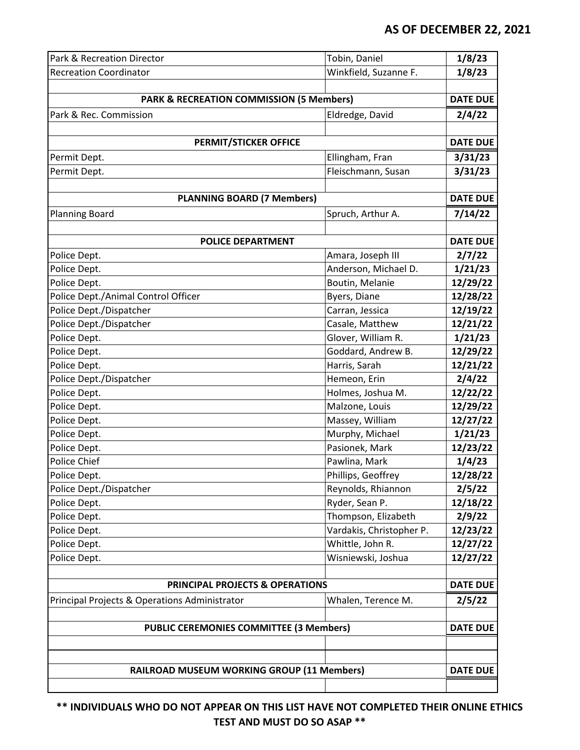**AS OF DECEMBER 22, 2021**

| | | |
|---|---|---|
| Park & Recreation Director | Tobin, Daniel | **1/8/23** |
| Recreation Coordinator | Winkfield, Suzanne F. | **1/8/23** |
| | | |
| **PARK & RECREATION COMMISSION (5 Members)** | | **DATE DUE** |
| Park & Rec. Commission | Eldredge, David | **2/4/22** |
| | | |
| **PERMIT/STICKER OFFICE** | | **DATE DUE** |
| Permit Dept. | Ellingham, Fran | **3/31/23** |
| Permit Dept. | Fleischmann, Susan | **3/31/23** |
| | | |
| **PLANNING BOARD (7 Members)** | | **DATE DUE** |
| Planning Board | Spruch, Arthur A. | **7/14/22** |
| | | |
| **POLICE DEPARTMENT** | | **DATE DUE** |
| Police Dept. | Amara, Joseph III | **2/7/22** |
| Police Dept. | Anderson, Michael D. | **1/21/23** |
| Police Dept. | Boutin, Melanie | **12/29/22** |
| Police Dept./Animal Control Officer | Byers, Diane | **12/28/22** |
| Police Dept./Dispatcher | Carran, Jessica | **12/19/22** |
| Police Dept./Dispatcher | Casale, Matthew | **12/21/22** |
| Police Dept. | Glover, William R. | **1/21/23** |
| Police Dept. | Goddard, Andrew B. | **12/29/22** |
| Police Dept. | Harris, Sarah | **12/21/22** |
| Police Dept./Dispatcher | Hemeon, Erin | **2/4/22** |
| Police Dept. | Holmes, Joshua M. | **12/22/22** |
| Police Dept. | Malzone, Louis | **12/29/22** |
| Police Dept. | Massey, William | **12/27/22** |
| Police Dept. | Murphy, Michael | **1/21/23** |
| Police Dept. | Pasionek, Mark | **12/23/22** |
| Police Chief | Pawlina, Mark | **1/4/23** |
| Police Dept. | Phillips, Geoffrey | **12/28/22** |
| Police Dept./Dispatcher | Reynolds, Rhiannon | **2/5/22** |
| Police Dept. | Ryder, Sean P. | **12/18/22** |
| Police Dept. | Thompson, Elizabeth | **2/9/22** |
| Police Dept. | Vardakis, Christopher P. | **12/23/22** |
| Police Dept. | Whittle, John R. | **12/27/22** |
| Police Dept. | Wisniewski, Joshua | **12/27/22** |
| | | |
| **PRINCIPAL PROJECTS & OPERATIONS** | | **DATE DUE** |
| Principal Projects & Operations Administrator | Whalen, Terence M. | **2/5/22** |
| | | |
| **PUBLIC CEREMONIES COMMITTEE (3 Members)** | | **DATE DUE** |
| | | |
| | | |
| **RAILROAD MUSEUM WORKING GROUP (11 Members)** | | **DATE DUE** |
| | | |

**\*\* INDIVIDUALS WHO DO NOT APPEAR ON THIS LIST HAVE NOT COMPLETED THEIR ONLINE ETHICS TEST AND MUST DO SO ASAP \*\***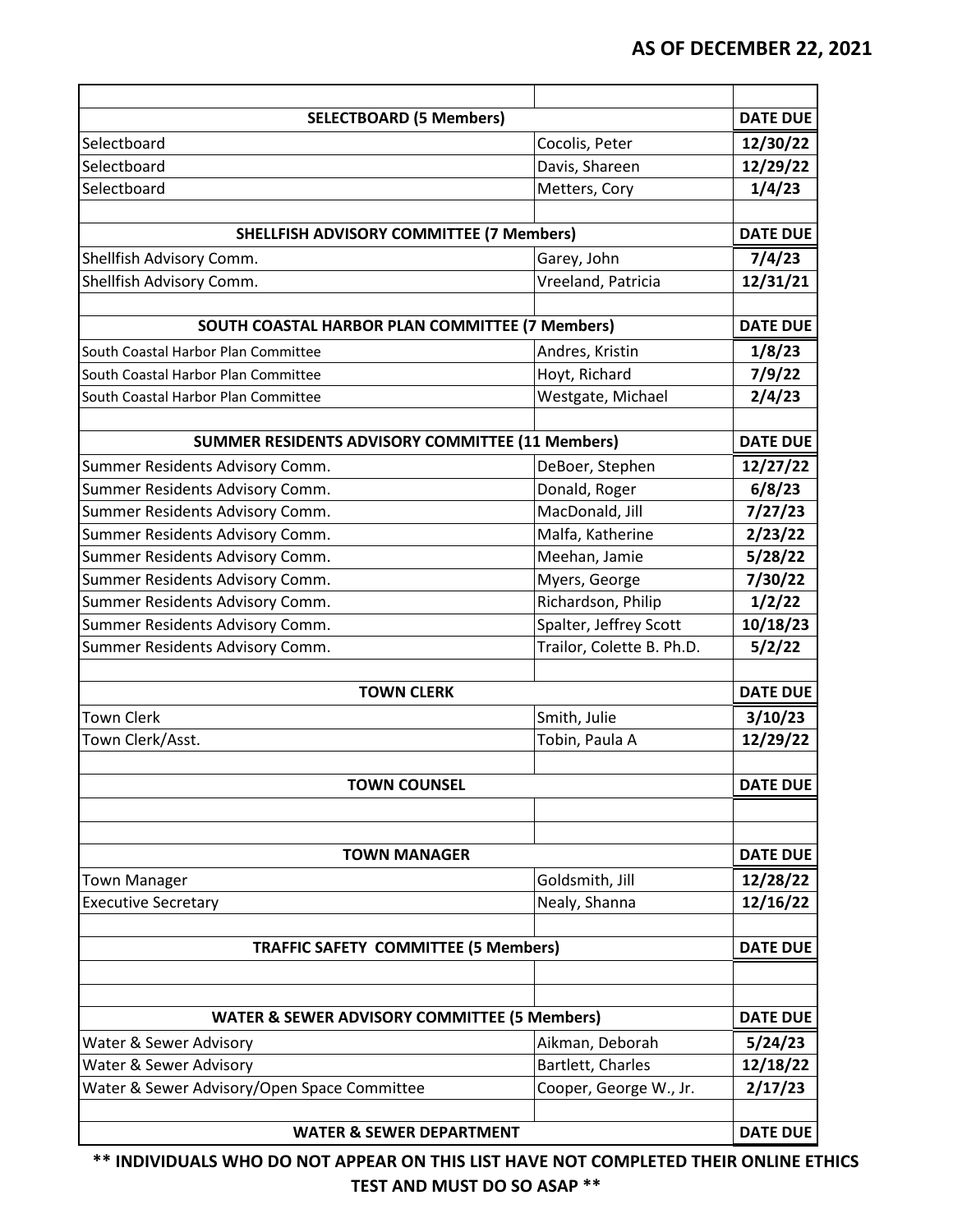**AS OF DECEMBER 22, 2021**

| | | |
|---|---|---|
| **SELECTBOARD (5 Members)** | | **DATE DUE** |
| Selectboard | Cocolis, Peter | **12/30/22** |
| Selectboard | Davis, Shareen | **12/29/22** |
| Selectboard | Metters, Cory | **1/4/23** |
| | | |
| **SHELLFISH ADVISORY COMMITTEE (7 Members)** | | **DATE DUE** |
| Shellfish Advisory Comm. | Garey, John | **7/4/23** |
| Shellfish Advisory Comm. | Vreeland, Patricia | **12/31/21** |
| | | |
| **SOUTH COASTAL HARBOR PLAN COMMITTEE (7 Members)** | | **DATE DUE** |
| South Coastal Harbor Plan Committee | Andres, Kristin | **1/8/23** |
| South Coastal Harbor Plan Committee | Hoyt, Richard | **7/9/22** |
| South Coastal Harbor Plan Committee | Westgate, Michael | **2/4/23** |
| | | |
| **SUMMER RESIDENTS ADVISORY COMMITTEE (11 Members)** | | **DATE DUE** |
| Summer Residents Advisory Comm. | DeBoer, Stephen | **12/27/22** |
| Summer Residents Advisory Comm. | Donald, Roger | **6/8/23** |
| Summer Residents Advisory Comm. | MacDonald, Jill | **7/27/23** |
| Summer Residents Advisory Comm. | Malfa, Katherine | **2/23/22** |
| Summer Residents Advisory Comm. | Meehan, Jamie | **5/28/22** |
| Summer Residents Advisory Comm. | Myers, George | **7/30/22** |
| Summer Residents Advisory Comm. | Richardson, Philip | **1/2/22** |
| Summer Residents Advisory Comm. | Spalter, Jeffrey Scott | **10/18/23** |
| Summer Residents Advisory Comm. | Trailor, Colette B. Ph.D. | **5/2/22** |
| | | |
| **TOWN CLERK** | | **DATE DUE** |
| Town Clerk | Smith, Julie | **3/10/23** |
| Town Clerk/Asst. | Tobin, Paula A | **12/29/22** |
| | | |
| **TOWN COUNSEL** | | **DATE DUE** |
| | | |
| | | |
| **TOWN MANAGER** | | **DATE DUE** |
| Town Manager | Goldsmith, Jill | **12/28/22** |
| Executive Secretary | Nealy, Shanna | **12/16/22** |
| | | |
| **TRAFFIC SAFETY COMMITTEE (5 Members)** | | **DATE DUE** |
| | | |
| | | |
| **WATER & SEWER ADVISORY COMMITTEE (5 Members)** | | **DATE DUE** |
| Water & Sewer Advisory | Aikman, Deborah | **5/24/23** |
| Water & Sewer Advisory | Bartlett, Charles | **12/18/22** |
| Water & Sewer Advisory/Open Space Committee | Cooper, George W., Jr. | **2/17/23** |
| | | |
| **WATER & SEWER DEPARTMENT** | | **DATE DUE** |

**\*\* INDIVIDUALS WHO DO NOT APPEAR ON THIS LIST HAVE NOT COMPLETED THEIR ONLINE ETHICS TEST AND MUST DO SO ASAP \*\***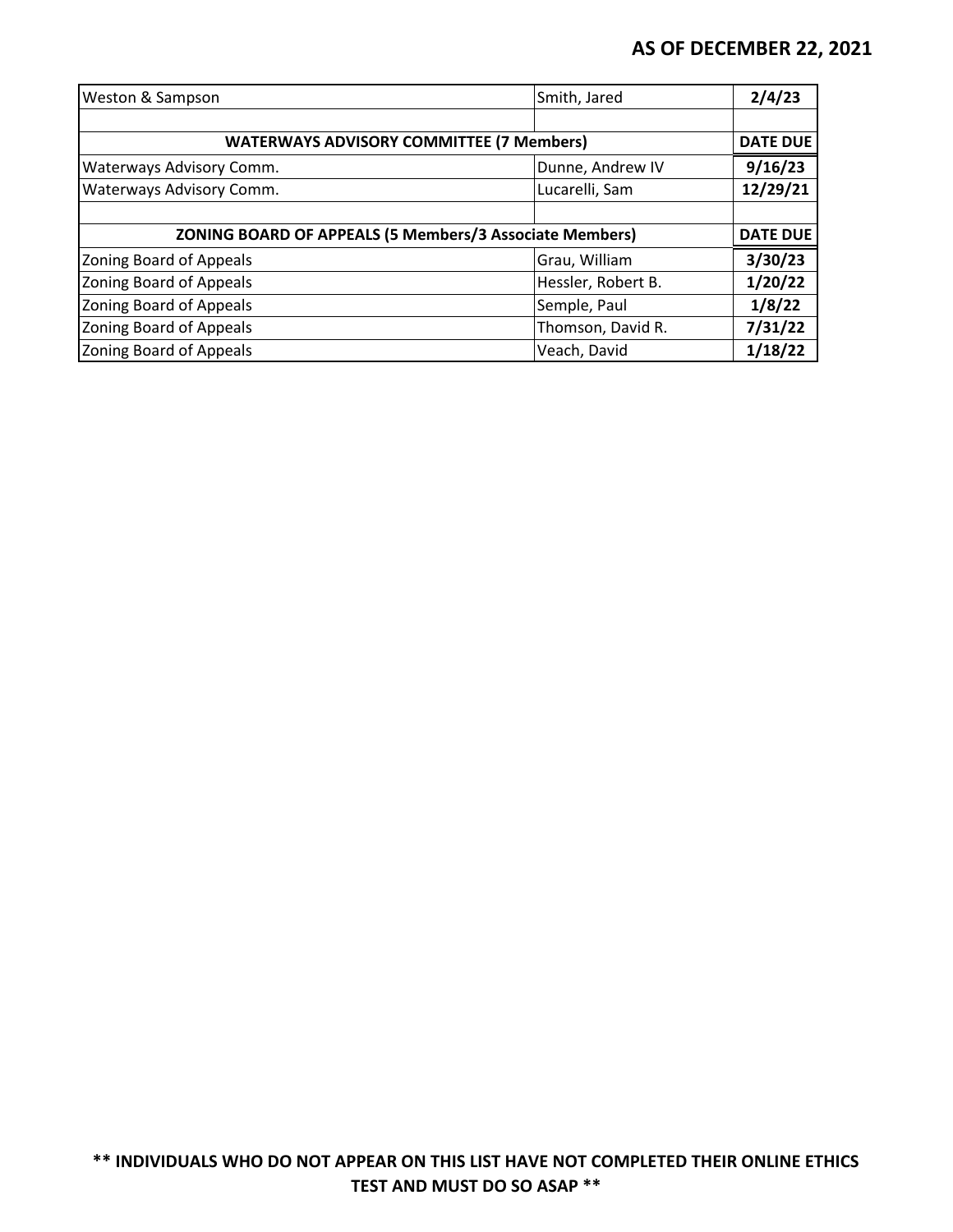**AS OF DECEMBER 22, 2021**

| | | |
|---|---|---|
| Weston & Sampson | Smith, Jared | **2/4/23** |
| | | |
| **WATERWAYS ADVISORY COMMITTEE (7 Members)** | | **DATE DUE** |
| Waterways Advisory Comm. | Dunne, Andrew IV | **9/16/23** |
| Waterways Advisory Comm. | Lucarelli, Sam | **12/29/21** |
| | | |
| **ZONING BOARD OF APPEALS (5 Members/3 Associate Members)** | | **DATE DUE** |
| Zoning Board of Appeals | Grau, William | **3/30/23** |
| Zoning Board of Appeals | Hessler, Robert B. | **1/20/22** |
| Zoning Board of Appeals | Semple, Paul | **1/8/22** |
| Zoning Board of Appeals | Thomson, David R. | **7/31/22** |
| Zoning Board of Appeals | Veach, David | **1/18/22** |

**** INDIVIDUALS WHO DO NOT APPEAR ON THIS LIST HAVE NOT COMPLETED THEIR ONLINE ETHICS TEST AND MUST DO SO ASAP ****